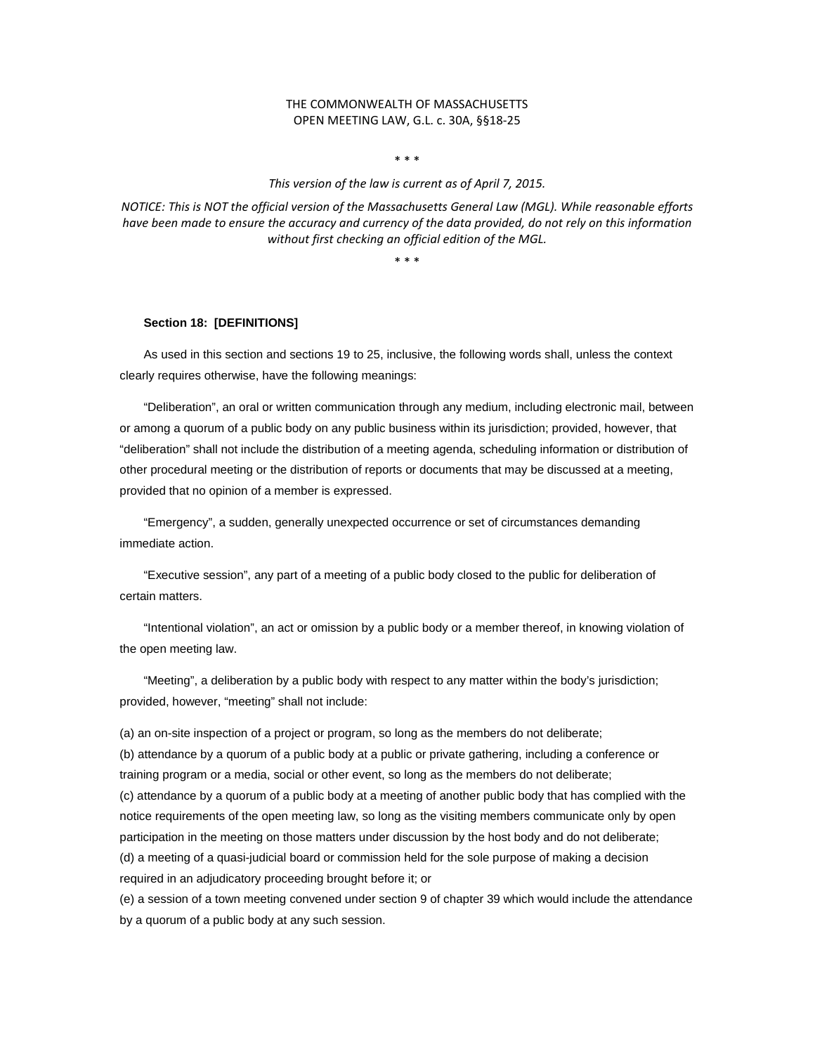# THE COMMONWEALTH OF MASSACHUSETTS
## OPEN MEETING LAW, G.L. c. 30A, §§18-25

* * *

*This version of the law is current as of April 7, 2015.*

*NOTICE: This is NOT the official version of the Massachusetts General Law (MGL). While reasonable efforts have been made to ensure the accuracy and currency of the data provided, do not rely on this information without first checking an official edition of the MGL.*

* * *

### Section 18: [DEFINITIONS]

As used in this section and sections 19 to 25, inclusive, the following words shall, unless the context clearly requires otherwise, have the following meanings:

"Deliberation", an oral or written communication through any medium, including electronic mail, between or among a quorum of a public body on any public business within its jurisdiction; provided, however, that "deliberation" shall not include the distribution of a meeting agenda, scheduling information or distribution of other procedural meeting or the distribution of reports or documents that may be discussed at a meeting, provided that no opinion of a member is expressed.

"Emergency", a sudden, generally unexpected occurrence or set of circumstances demanding immediate action.

"Executive session", any part of a meeting of a public body closed to the public for deliberation of certain matters.

"Intentional violation", an act or omission by a public body or a member thereof, in knowing violation of the open meeting law.

"Meeting", a deliberation by a public body with respect to any matter within the body's jurisdiction; provided, however, "meeting" shall not include:

(a) an on-site inspection of a project or program, so long as the members do not deliberate;
(b) attendance by a quorum of a public body at a public or private gathering, including a conference or training program or a media, social or other event, so long as the members do not deliberate;
(c) attendance by a quorum of a public body at a meeting of another public body that has complied with the notice requirements of the open meeting law, so long as the visiting members communicate only by open participation in the meeting on those matters under discussion by the host body and do not deliberate;
(d) a meeting of a quasi-judicial board or commission held for the sole purpose of making a decision required in an adjudicatory proceeding brought before it; or
(e) a session of a town meeting convened under section 9 of chapter 39 which would include the attendance by a quorum of a public body at any such session.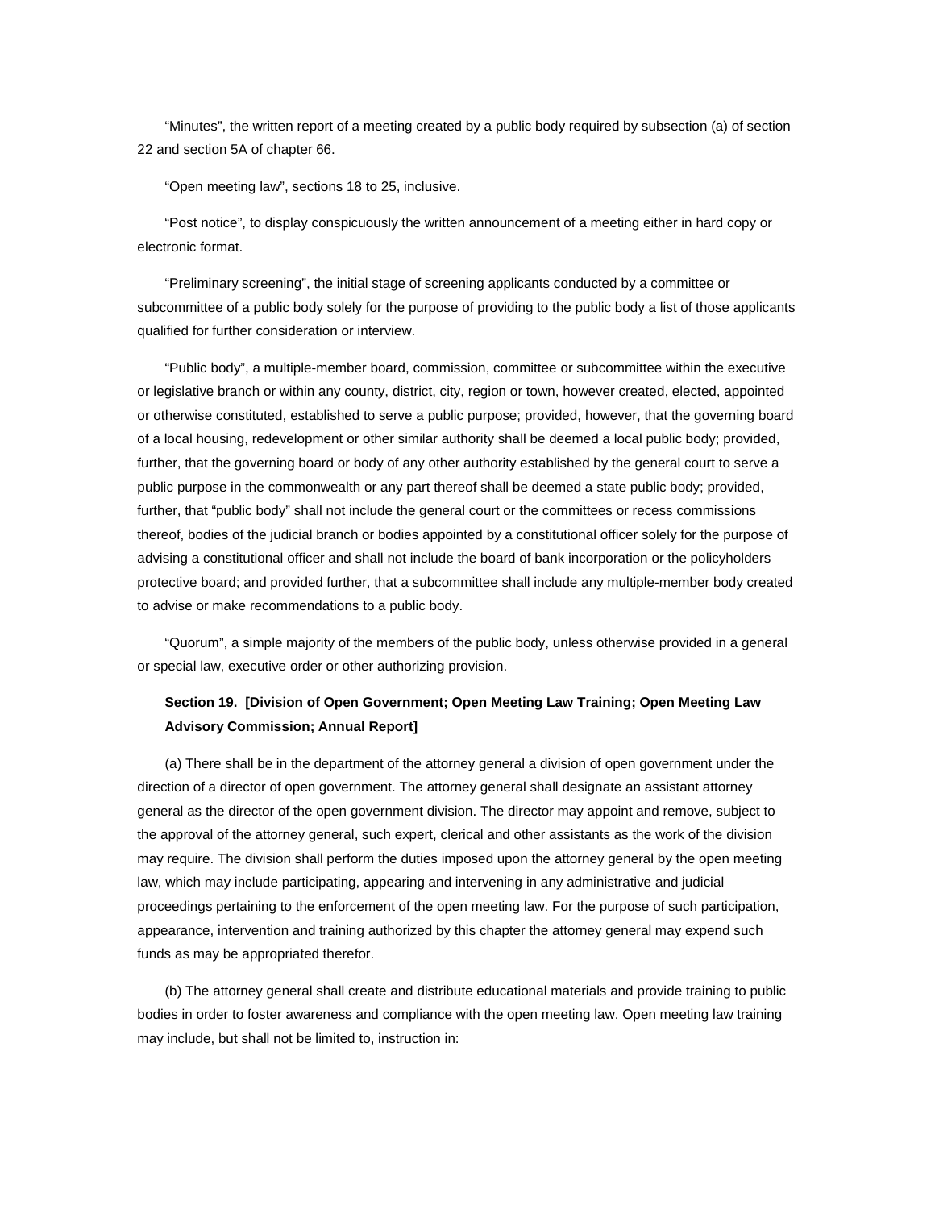"Minutes", the written report of a meeting created by a public body required by subsection (a) of section 22 and section 5A of chapter 66.

"Open meeting law", sections 18 to 25, inclusive.

"Post notice", to display conspicuously the written announcement of a meeting either in hard copy or electronic format.

"Preliminary screening", the initial stage of screening applicants conducted by a committee or subcommittee of a public body solely for the purpose of providing to the public body a list of those applicants qualified for further consideration or interview.

"Public body", a multiple-member board, commission, committee or subcommittee within the executive or legislative branch or within any county, district, city, region or town, however created, elected, appointed or otherwise constituted, established to serve a public purpose; provided, however, that the governing board of a local housing, redevelopment or other similar authority shall be deemed a local public body; provided, further, that the governing board or body of any other authority established by the general court to serve a public purpose in the commonwealth or any part thereof shall be deemed a state public body; provided, further, that "public body" shall not include the general court or the committees or recess commissions thereof, bodies of the judicial branch or bodies appointed by a constitutional officer solely for the purpose of advising a constitutional officer and shall not include the board of bank incorporation or the policyholders protective board; and provided further, that a subcommittee shall include any multiple-member body created to advise or make recommendations to a public body.

"Quorum", a simple majority of the members of the public body, unless otherwise provided in a general or special law, executive order or other authorizing provision.

**Section 19. [Division of Open Government; Open Meeting Law Training; Open Meeting Law Advisory Commission; Annual Report]**

(a) There shall be in the department of the attorney general a division of open government under the direction of a director of open government. The attorney general shall designate an assistant attorney general as the director of the open government division. The director may appoint and remove, subject to the approval of the attorney general, such expert, clerical and other assistants as the work of the division may require. The division shall perform the duties imposed upon the attorney general by the open meeting law, which may include participating, appearing and intervening in any administrative and judicial proceedings pertaining to the enforcement of the open meeting law. For the purpose of such participation, appearance, intervention and training authorized by this chapter the attorney general may expend such funds as may be appropriated therefor.

(b) The attorney general shall create and distribute educational materials and provide training to public bodies in order to foster awareness and compliance with the open meeting law. Open meeting law training may include, but shall not be limited to, instruction in: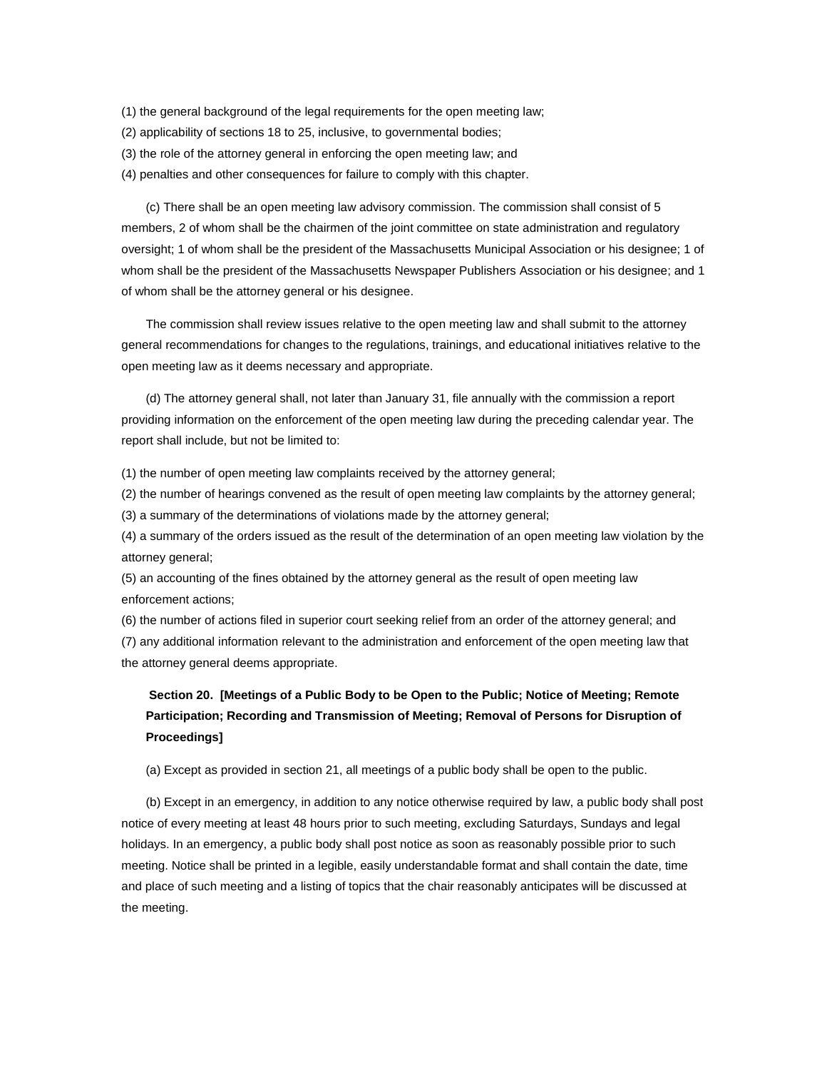(1) the general background of the legal requirements for the open meeting law;
(2) applicability of sections 18 to 25, inclusive, to governmental bodies;
(3) the role of the attorney general in enforcing the open meeting law; and
(4) penalties and other consequences for failure to comply with this chapter.

(c) There shall be an open meeting law advisory commission. The commission shall consist of 5 members, 2 of whom shall be the chairmen of the joint committee on state administration and regulatory oversight; 1 of whom shall be the president of the Massachusetts Municipal Association or his designee; 1 of whom shall be the president of the Massachusetts Newspaper Publishers Association or his designee; and 1 of whom shall be the attorney general or his designee.

The commission shall review issues relative to the open meeting law and shall submit to the attorney general recommendations for changes to the regulations, trainings, and educational initiatives relative to the open meeting law as it deems necessary and appropriate.

(d) The attorney general shall, not later than January 31, file annually with the commission a report providing information on the enforcement of the open meeting law during the preceding calendar year. The report shall include, but not be limited to:

(1) the number of open meeting law complaints received by the attorney general;
(2) the number of hearings convened as the result of open meeting law complaints by the attorney general;
(3) a summary of the determinations of violations made by the attorney general;
(4) a summary of the orders issued as the result of the determination of an open meeting law violation by the attorney general;
(5) an accounting of the fines obtained by the attorney general as the result of open meeting law enforcement actions;
(6) the number of actions filed in superior court seeking relief from an order of the attorney general; and
(7) any additional information relevant to the administration and enforcement of the open meeting law that the attorney general deems appropriate.

**Section 20. [Meetings of a Public Body to be Open to the Public; Notice of Meeting; Remote Participation; Recording and Transmission of Meeting; Removal of Persons for Disruption of Proceedings]**

(a) Except as provided in section 21, all meetings of a public body shall be open to the public.

(b) Except in an emergency, in addition to any notice otherwise required by law, a public body shall post notice of every meeting at least 48 hours prior to such meeting, excluding Saturdays, Sundays and legal holidays. In an emergency, a public body shall post notice as soon as reasonably possible prior to such meeting. Notice shall be printed in a legible, easily understandable format and shall contain the date, time and place of such meeting and a listing of topics that the chair reasonably anticipates will be discussed at the meeting.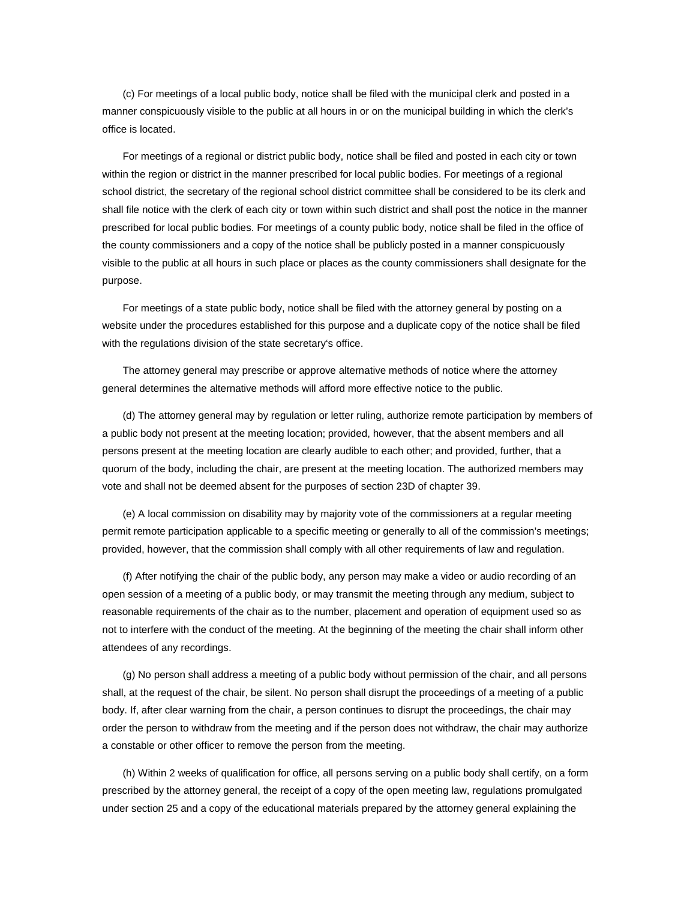(c) For meetings of a local public body, notice shall be filed with the municipal clerk and posted in a manner conspicuously visible to the public at all hours in or on the municipal building in which the clerk's office is located.

For meetings of a regional or district public body, notice shall be filed and posted in each city or town within the region or district in the manner prescribed for local public bodies. For meetings of a regional school district, the secretary of the regional school district committee shall be considered to be its clerk and shall file notice with the clerk of each city or town within such district and shall post the notice in the manner prescribed for local public bodies. For meetings of a county public body, notice shall be filed in the office of the county commissioners and a copy of the notice shall be publicly posted in a manner conspicuously visible to the public at all hours in such place or places as the county commissioners shall designate for the purpose.

For meetings of a state public body, notice shall be filed with the attorney general by posting on a website under the procedures established for this purpose and a duplicate copy of the notice shall be filed with the regulations division of the state secretary's office.

The attorney general may prescribe or approve alternative methods of notice where the attorney general determines the alternative methods will afford more effective notice to the public.

(d) The attorney general may by regulation or letter ruling, authorize remote participation by members of a public body not present at the meeting location; provided, however, that the absent members and all persons present at the meeting location are clearly audible to each other; and provided, further, that a quorum of the body, including the chair, are present at the meeting location. The authorized members may vote and shall not be deemed absent for the purposes of section 23D of chapter 39.

(e) A local commission on disability may by majority vote of the commissioners at a regular meeting permit remote participation applicable to a specific meeting or generally to all of the commission's meetings; provided, however, that the commission shall comply with all other requirements of law and regulation.

(f) After notifying the chair of the public body, any person may make a video or audio recording of an open session of a meeting of a public body, or may transmit the meeting through any medium, subject to reasonable requirements of the chair as to the number, placement and operation of equipment used so as not to interfere with the conduct of the meeting. At the beginning of the meeting the chair shall inform other attendees of any recordings.

(g) No person shall address a meeting of a public body without permission of the chair, and all persons shall, at the request of the chair, be silent. No person shall disrupt the proceedings of a meeting of a public body. If, after clear warning from the chair, a person continues to disrupt the proceedings, the chair may order the person to withdraw from the meeting and if the person does not withdraw, the chair may authorize a constable or other officer to remove the person from the meeting.

(h) Within 2 weeks of qualification for office, all persons serving on a public body shall certify, on a form prescribed by the attorney general, the receipt of a copy of the open meeting law, regulations promulgated under section 25 and a copy of the educational materials prepared by the attorney general explaining the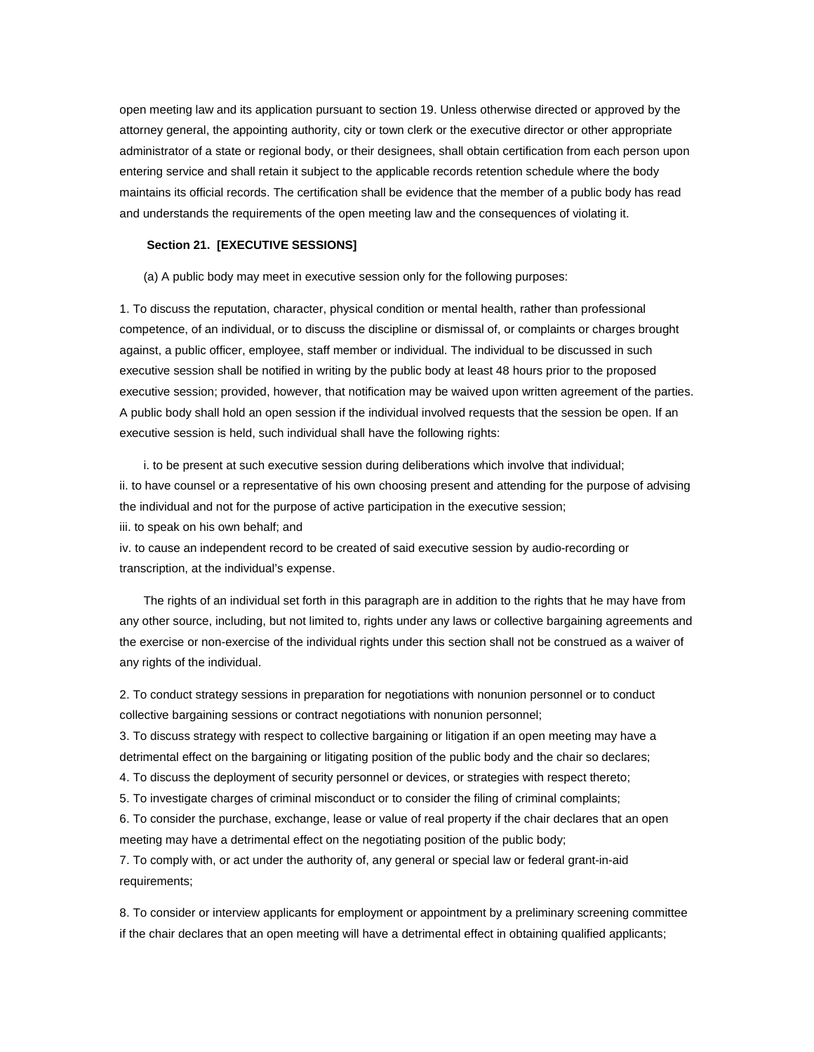open meeting law and its application pursuant to section 19. Unless otherwise directed or approved by the attorney general, the appointing authority, city or town clerk or the executive director or other appropriate administrator of a state or regional body, or their designees, shall obtain certification from each person upon entering service and shall retain it subject to the applicable records retention schedule where the body maintains its official records. The certification shall be evidence that the member of a public body has read and understands the requirements of the open meeting law and the consequences of violating it.

**Section 21. [EXECUTIVE SESSIONS]**

(a) A public body may meet in executive session only for the following purposes:

1. To discuss the reputation, character, physical condition or mental health, rather than professional competence, of an individual, or to discuss the discipline or dismissal of, or complaints or charges brought against, a public officer, employee, staff member or individual. The individual to be discussed in such executive session shall be notified in writing by the public body at least 48 hours prior to the proposed executive session; provided, however, that notification may be waived upon written agreement of the parties. A public body shall hold an open session if the individual involved requests that the session be open. If an executive session is held, such individual shall have the following rights:

i. to be present at such executive session during deliberations which involve that individual;
ii. to have counsel or a representative of his own choosing present and attending for the purpose of advising the individual and not for the purpose of active participation in the executive session;
iii. to speak on his own behalf; and
iv. to cause an independent record to be created of said executive session by audio-recording or transcription, at the individual's expense.

The rights of an individual set forth in this paragraph are in addition to the rights that he may have from any other source, including, but not limited to, rights under any laws or collective bargaining agreements and the exercise or non-exercise of the individual rights under this section shall not be construed as a waiver of any rights of the individual.

2. To conduct strategy sessions in preparation for negotiations with nonunion personnel or to conduct collective bargaining sessions or contract negotiations with nonunion personnel;
3. To discuss strategy with respect to collective bargaining or litigation if an open meeting may have a detrimental effect on the bargaining or litigating position of the public body and the chair so declares;
4. To discuss the deployment of security personnel or devices, or strategies with respect thereto;
5. To investigate charges of criminal misconduct or to consider the filing of criminal complaints;
6. To consider the purchase, exchange, lease or value of real property if the chair declares that an open meeting may have a detrimental effect on the negotiating position of the public body;
7. To comply with, or act under the authority of, any general or special law or federal grant-in-aid requirements;

8. To consider or interview applicants for employment or appointment by a preliminary screening committee if the chair declares that an open meeting will have a detrimental effect in obtaining qualified applicants;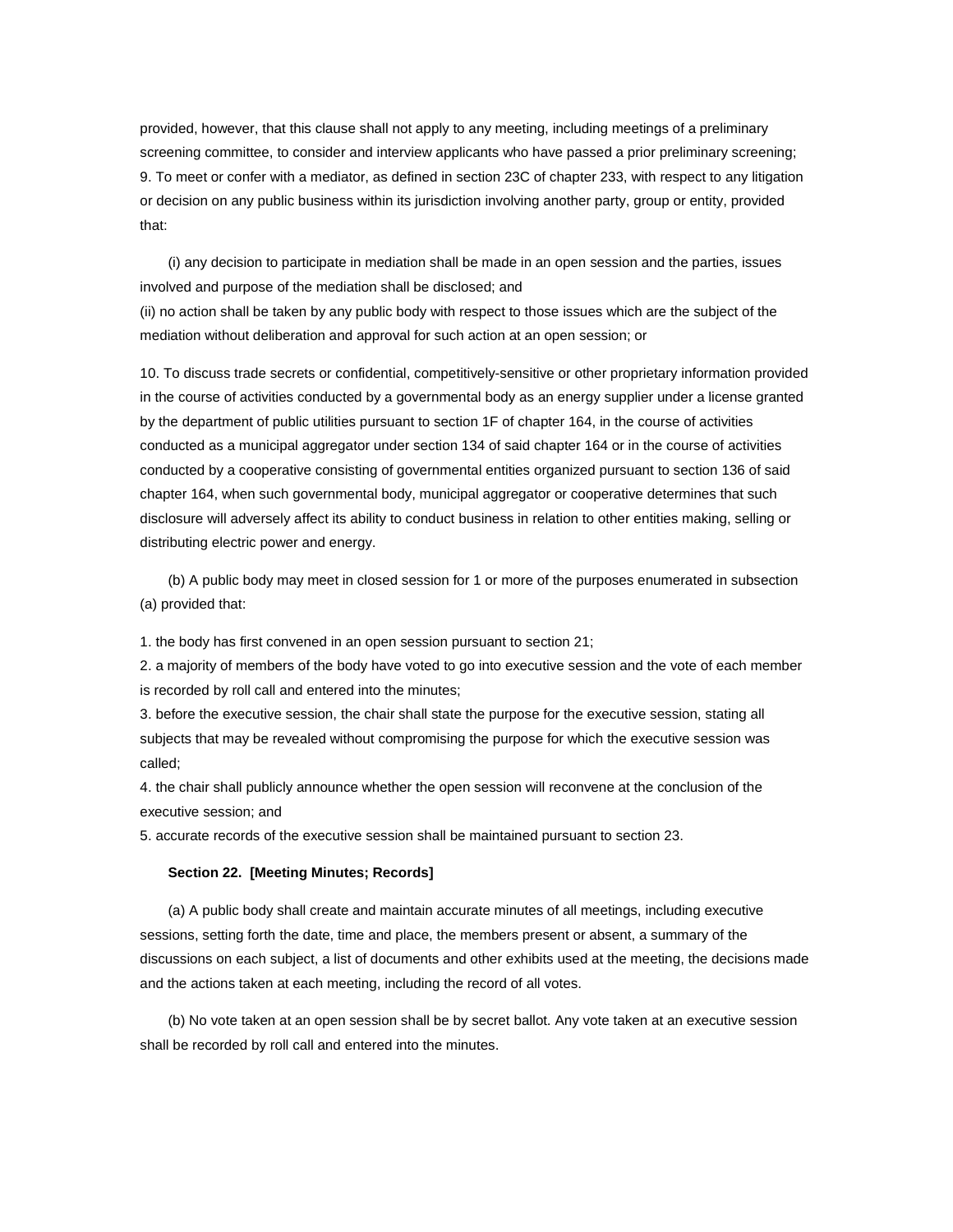provided, however, that this clause shall not apply to any meeting, including meetings of a preliminary screening committee, to consider and interview applicants who have passed a prior preliminary screening;
9. To meet or confer with a mediator, as defined in section 23C of chapter 233, with respect to any litigation or decision on any public business within its jurisdiction involving another party, group or entity, provided that:

(i) any decision to participate in mediation shall be made in an open session and the parties, issues involved and purpose of the mediation shall be disclosed; and
(ii) no action shall be taken by any public body with respect to those issues which are the subject of the mediation without deliberation and approval for such action at an open session; or

10. To discuss trade secrets or confidential, competitively-sensitive or other proprietary information provided in the course of activities conducted by a governmental body as an energy supplier under a license granted by the department of public utilities pursuant to section 1F of chapter 164, in the course of activities conducted as a municipal aggregator under section 134 of said chapter 164 or in the course of activities conducted by a cooperative consisting of governmental entities organized pursuant to section 136 of said chapter 164, when such governmental body, municipal aggregator or cooperative determines that such disclosure will adversely affect its ability to conduct business in relation to other entities making, selling or distributing electric power and energy.

(b) A public body may meet in closed session for 1 or more of the purposes enumerated in subsection (a) provided that:

1. the body has first convened in an open session pursuant to section 21;
2. a majority of members of the body have voted to go into executive session and the vote of each member is recorded by roll call and entered into the minutes;
3. before the executive session, the chair shall state the purpose for the executive session, stating all subjects that may be revealed without compromising the purpose for which the executive session was called;
4. the chair shall publicly announce whether the open session will reconvene at the conclusion of the executive session; and
5. accurate records of the executive session shall be maintained pursuant to section 23.

**Section 22. [Meeting Minutes; Records]**

(a) A public body shall create and maintain accurate minutes of all meetings, including executive sessions, setting forth the date, time and place, the members present or absent, a summary of the discussions on each subject, a list of documents and other exhibits used at the meeting, the decisions made and the actions taken at each meeting, including the record of all votes.

(b) No vote taken at an open session shall be by secret ballot. Any vote taken at an executive session shall be recorded by roll call and entered into the minutes.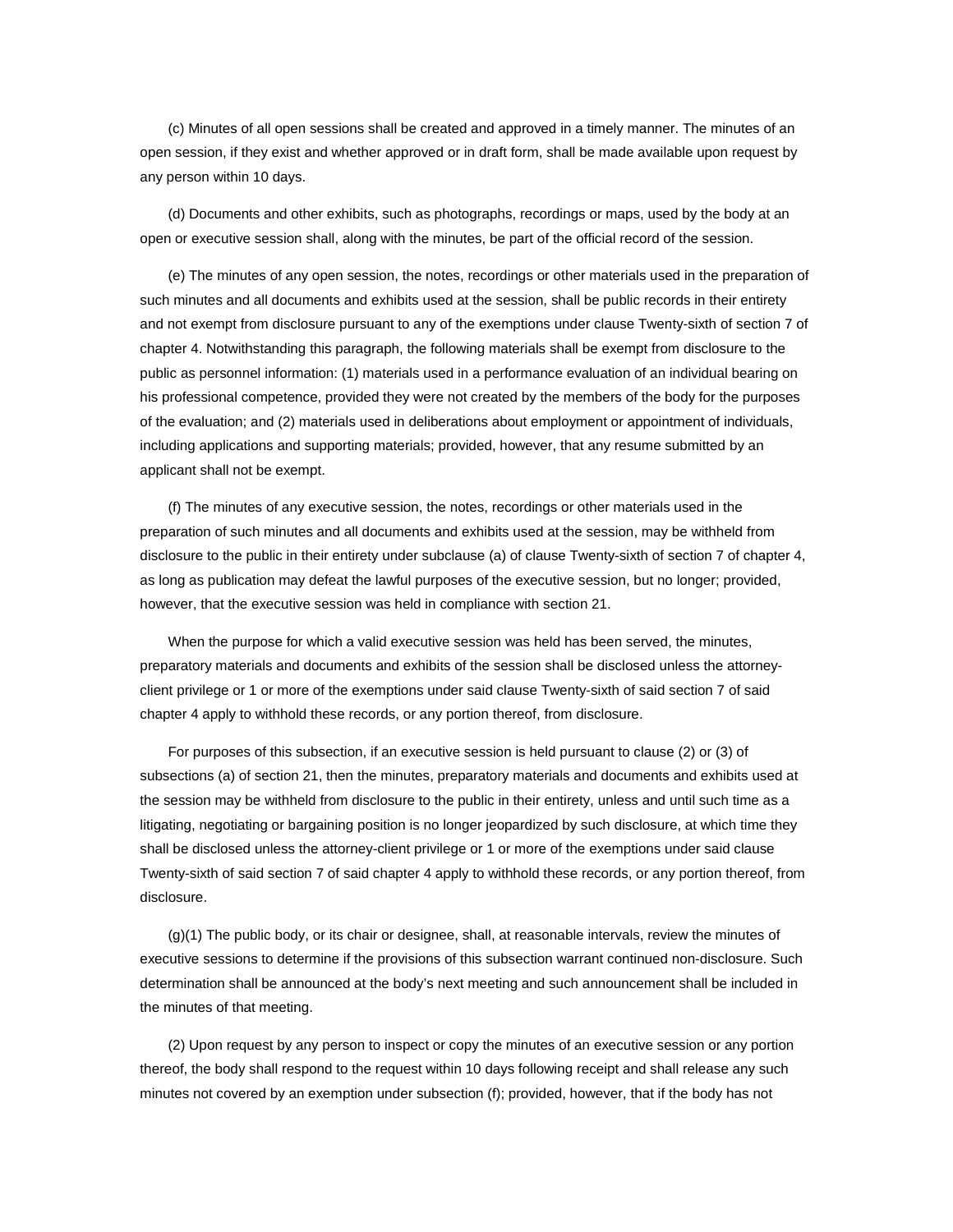(c) Minutes of all open sessions shall be created and approved in a timely manner. The minutes of an open session, if they exist and whether approved or in draft form, shall be made available upon request by any person within 10 days.

(d) Documents and other exhibits, such as photographs, recordings or maps, used by the body at an open or executive session shall, along with the minutes, be part of the official record of the session.

(e) The minutes of any open session, the notes, recordings or other materials used in the preparation of such minutes and all documents and exhibits used at the session, shall be public records in their entirety and not exempt from disclosure pursuant to any of the exemptions under clause Twenty-sixth of section 7 of chapter 4. Notwithstanding this paragraph, the following materials shall be exempt from disclosure to the public as personnel information: (1) materials used in a performance evaluation of an individual bearing on his professional competence, provided they were not created by the members of the body for the purposes of the evaluation; and (2) materials used in deliberations about employment or appointment of individuals, including applications and supporting materials; provided, however, that any resume submitted by an applicant shall not be exempt.

(f) The minutes of any executive session, the notes, recordings or other materials used in the preparation of such minutes and all documents and exhibits used at the session, may be withheld from disclosure to the public in their entirety under subclause (a) of clause Twenty-sixth of section 7 of chapter 4, as long as publication may defeat the lawful purposes of the executive session, but no longer; provided, however, that the executive session was held in compliance with section 21.

When the purpose for which a valid executive session was held has been served, the minutes, preparatory materials and documents and exhibits of the session shall be disclosed unless the attorney-client privilege or 1 or more of the exemptions under said clause Twenty-sixth of said section 7 of said chapter 4 apply to withhold these records, or any portion thereof, from disclosure.

For purposes of this subsection, if an executive session is held pursuant to clause (2) or (3) of subsections (a) of section 21, then the minutes, preparatory materials and documents and exhibits used at the session may be withheld from disclosure to the public in their entirety, unless and until such time as a litigating, negotiating or bargaining position is no longer jeopardized by such disclosure, at which time they shall be disclosed unless the attorney-client privilege or 1 or more of the exemptions under said clause Twenty-sixth of said section 7 of said chapter 4 apply to withhold these records, or any portion thereof, from disclosure.

(g)(1) The public body, or its chair or designee, shall, at reasonable intervals, review the minutes of executive sessions to determine if the provisions of this subsection warrant continued non-disclosure. Such determination shall be announced at the body's next meeting and such announcement shall be included in the minutes of that meeting.

(2) Upon request by any person to inspect or copy the minutes of an executive session or any portion thereof, the body shall respond to the request within 10 days following receipt and shall release any such minutes not covered by an exemption under subsection (f); provided, however, that if the body has not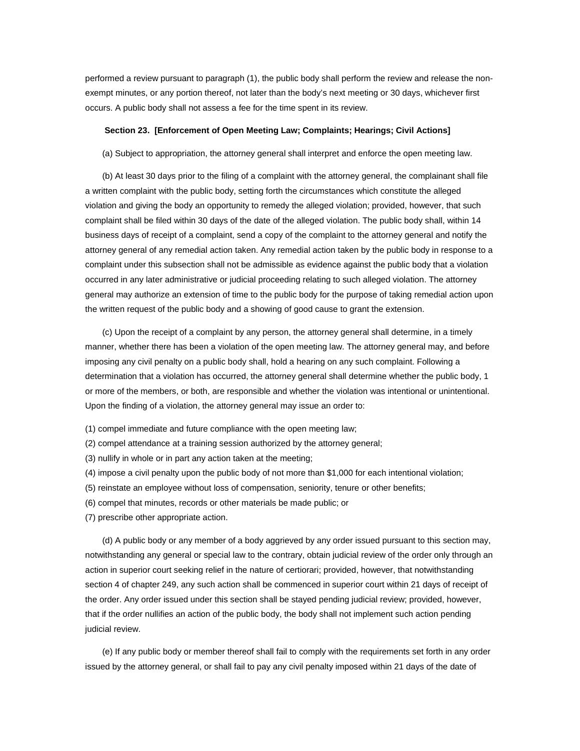performed a review pursuant to paragraph (1), the public body shall perform the review and release the non-exempt minutes, or any portion thereof, not later than the body's next meeting or 30 days, whichever first occurs. A public body shall not assess a fee for the time spent in its review.

**Section 23. [Enforcement of Open Meeting Law; Complaints; Hearings; Civil Actions]**

(a) Subject to appropriation, the attorney general shall interpret and enforce the open meeting law.

(b) At least 30 days prior to the filing of a complaint with the attorney general, the complainant shall file a written complaint with the public body, setting forth the circumstances which constitute the alleged violation and giving the body an opportunity to remedy the alleged violation; provided, however, that such complaint shall be filed within 30 days of the date of the alleged violation. The public body shall, within 14 business days of receipt of a complaint, send a copy of the complaint to the attorney general and notify the attorney general of any remedial action taken. Any remedial action taken by the public body in response to a complaint under this subsection shall not be admissible as evidence against the public body that a violation occurred in any later administrative or judicial proceeding relating to such alleged violation. The attorney general may authorize an extension of time to the public body for the purpose of taking remedial action upon the written request of the public body and a showing of good cause to grant the extension.

(c) Upon the receipt of a complaint by any person, the attorney general shall determine, in a timely manner, whether there has been a violation of the open meeting law. The attorney general may, and before imposing any civil penalty on a public body shall, hold a hearing on any such complaint. Following a determination that a violation has occurred, the attorney general shall determine whether the public body, 1 or more of the members, or both, are responsible and whether the violation was intentional or unintentional. Upon the finding of a violation, the attorney general may issue an order to:

(1) compel immediate and future compliance with the open meeting law;
(2) compel attendance at a training session authorized by the attorney general;
(3) nullify in whole or in part any action taken at the meeting;
(4) impose a civil penalty upon the public body of not more than $1,000 for each intentional violation;
(5) reinstate an employee without loss of compensation, seniority, tenure or other benefits;
(6) compel that minutes, records or other materials be made public; or
(7) prescribe other appropriate action.

(d) A public body or any member of a body aggrieved by any order issued pursuant to this section may, notwithstanding any general or special law to the contrary, obtain judicial review of the order only through an action in superior court seeking relief in the nature of certiorari; provided, however, that notwithstanding section 4 of chapter 249, any such action shall be commenced in superior court within 21 days of receipt of the order. Any order issued under this section shall be stayed pending judicial review; provided, however, that if the order nullifies an action of the public body, the body shall not implement such action pending judicial review.

(e) If any public body or member thereof shall fail to comply with the requirements set forth in any order issued by the attorney general, or shall fail to pay any civil penalty imposed within 21 days of the date of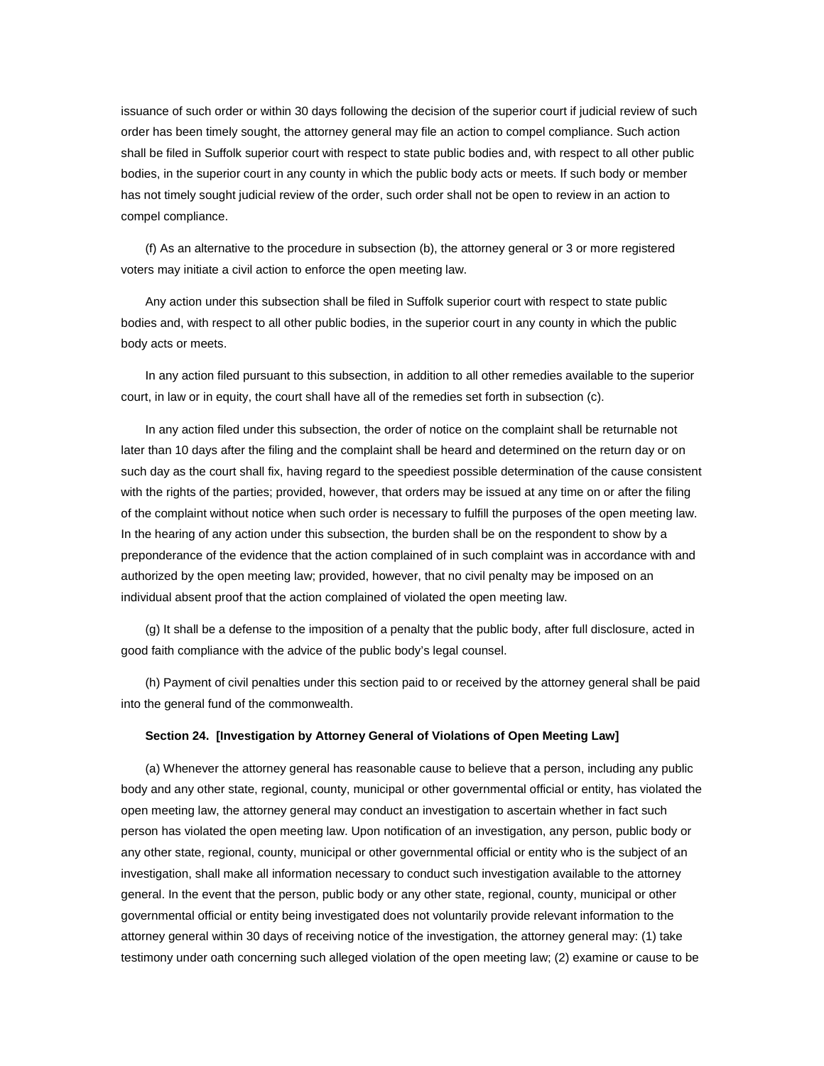issuance of such order or within 30 days following the decision of the superior court if judicial review of such order has been timely sought, the attorney general may file an action to compel compliance. Such action shall be filed in Suffolk superior court with respect to state public bodies and, with respect to all other public bodies, in the superior court in any county in which the public body acts or meets. If such body or member has not timely sought judicial review of the order, such order shall not be open to review in an action to compel compliance.

(f) As an alternative to the procedure in subsection (b), the attorney general or 3 or more registered voters may initiate a civil action to enforce the open meeting law.

Any action under this subsection shall be filed in Suffolk superior court with respect to state public bodies and, with respect to all other public bodies, in the superior court in any county in which the public body acts or meets.

In any action filed pursuant to this subsection, in addition to all other remedies available to the superior court, in law or in equity, the court shall have all of the remedies set forth in subsection (c).

In any action filed under this subsection, the order of notice on the complaint shall be returnable not later than 10 days after the filing and the complaint shall be heard and determined on the return day or on such day as the court shall fix, having regard to the speediest possible determination of the cause consistent with the rights of the parties; provided, however, that orders may be issued at any time on or after the filing of the complaint without notice when such order is necessary to fulfill the purposes of the open meeting law. In the hearing of any action under this subsection, the burden shall be on the respondent to show by a preponderance of the evidence that the action complained of in such complaint was in accordance with and authorized by the open meeting law; provided, however, that no civil penalty may be imposed on an individual absent proof that the action complained of violated the open meeting law.

(g) It shall be a defense to the imposition of a penalty that the public body, after full disclosure, acted in good faith compliance with the advice of the public body's legal counsel.

(h) Payment of civil penalties under this section paid to or received by the attorney general shall be paid into the general fund of the commonwealth.

**Section 24. [Investigation by Attorney General of Violations of Open Meeting Law]**

(a) Whenever the attorney general has reasonable cause to believe that a person, including any public body and any other state, regional, county, municipal or other governmental official or entity, has violated the open meeting law, the attorney general may conduct an investigation to ascertain whether in fact such person has violated the open meeting law. Upon notification of an investigation, any person, public body or any other state, regional, county, municipal or other governmental official or entity who is the subject of an investigation, shall make all information necessary to conduct such investigation available to the attorney general. In the event that the person, public body or any other state, regional, county, municipal or other governmental official or entity being investigated does not voluntarily provide relevant information to the attorney general within 30 days of receiving notice of the investigation, the attorney general may: (1) take testimony under oath concerning such alleged violation of the open meeting law; (2) examine or cause to be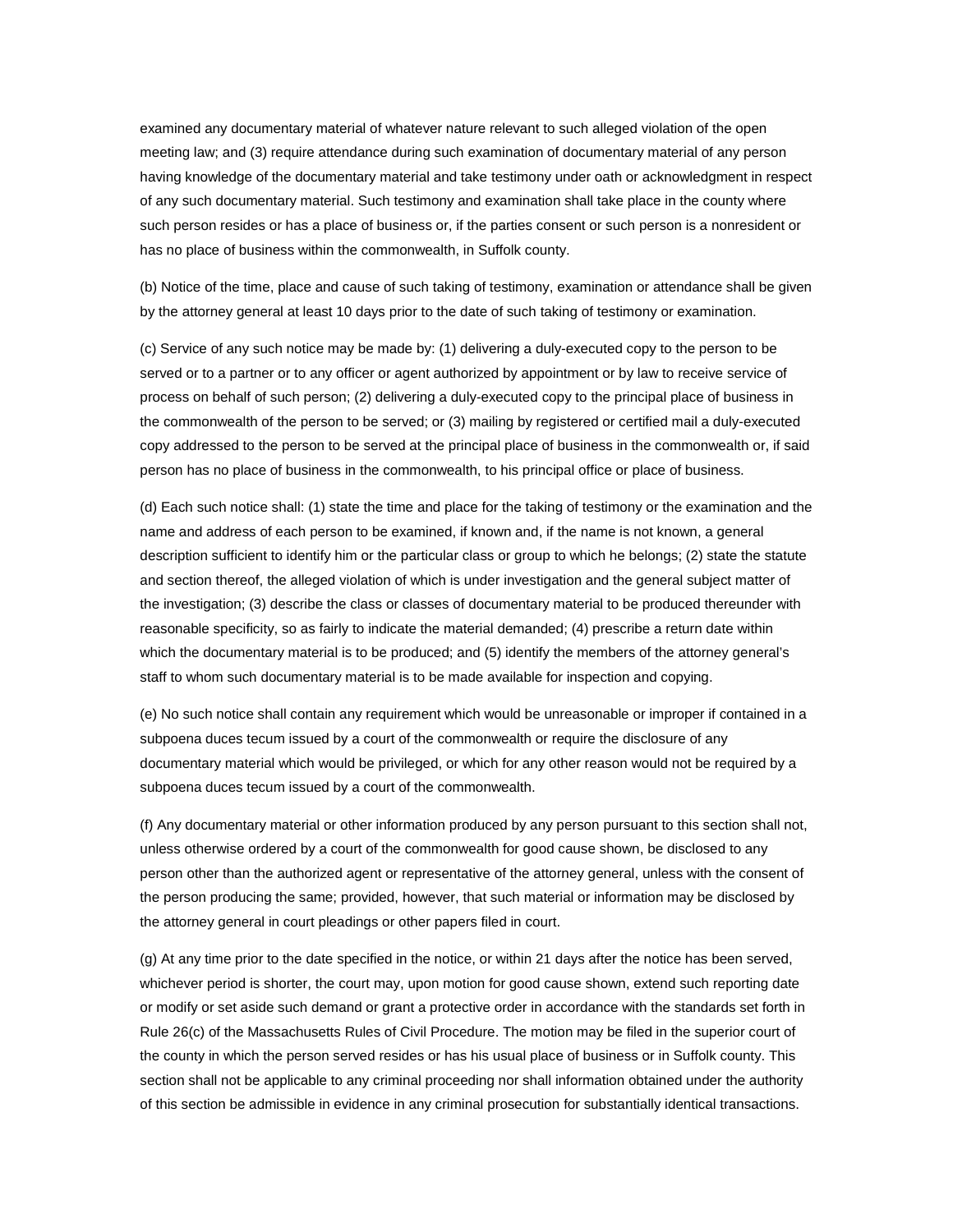examined any documentary material of whatever nature relevant to such alleged violation of the open meeting law; and (3) require attendance during such examination of documentary material of any person having knowledge of the documentary material and take testimony under oath or acknowledgment in respect of any such documentary material. Such testimony and examination shall take place in the county where such person resides or has a place of business or, if the parties consent or such person is a nonresident or has no place of business within the commonwealth, in Suffolk county.

(b) Notice of the time, place and cause of such taking of testimony, examination or attendance shall be given by the attorney general at least 10 days prior to the date of such taking of testimony or examination.

(c) Service of any such notice may be made by: (1) delivering a duly-executed copy to the person to be served or to a partner or to any officer or agent authorized by appointment or by law to receive service of process on behalf of such person; (2) delivering a duly-executed copy to the principal place of business in the commonwealth of the person to be served; or (3) mailing by registered or certified mail a duly-executed copy addressed to the person to be served at the principal place of business in the commonwealth or, if said person has no place of business in the commonwealth, to his principal office or place of business.

(d) Each such notice shall: (1) state the time and place for the taking of testimony or the examination and the name and address of each person to be examined, if known and, if the name is not known, a general description sufficient to identify him or the particular class or group to which he belongs; (2) state the statute and section thereof, the alleged violation of which is under investigation and the general subject matter of the investigation; (3) describe the class or classes of documentary material to be produced thereunder with reasonable specificity, so as fairly to indicate the material demanded; (4) prescribe a return date within which the documentary material is to be produced; and (5) identify the members of the attorney general's staff to whom such documentary material is to be made available for inspection and copying.

(e) No such notice shall contain any requirement which would be unreasonable or improper if contained in a subpoena duces tecum issued by a court of the commonwealth or require the disclosure of any documentary material which would be privileged, or which for any other reason would not be required by a subpoena duces tecum issued by a court of the commonwealth.

(f) Any documentary material or other information produced by any person pursuant to this section shall not, unless otherwise ordered by a court of the commonwealth for good cause shown, be disclosed to any person other than the authorized agent or representative of the attorney general, unless with the consent of the person producing the same; provided, however, that such material or information may be disclosed by the attorney general in court pleadings or other papers filed in court.

(g) At any time prior to the date specified in the notice, or within 21 days after the notice has been served, whichever period is shorter, the court may, upon motion for good cause shown, extend such reporting date or modify or set aside such demand or grant a protective order in accordance with the standards set forth in Rule 26(c) of the Massachusetts Rules of Civil Procedure. The motion may be filed in the superior court of the county in which the person served resides or has his usual place of business or in Suffolk county. This section shall not be applicable to any criminal proceeding nor shall information obtained under the authority of this section be admissible in evidence in any criminal prosecution for substantially identical transactions.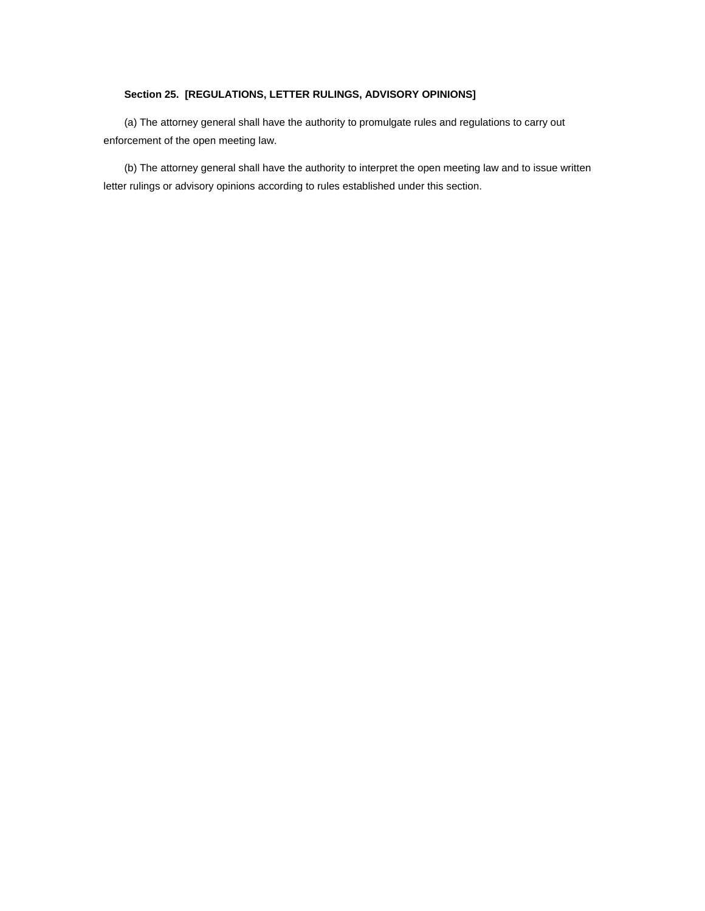**Section 25. [REGULATIONS, LETTER RULINGS, ADVISORY OPINIONS]**

(a) The attorney general shall have the authority to promulgate rules and regulations to carry out enforcement of the open meeting law.

(b) The attorney general shall have the authority to interpret the open meeting law and to issue written letter rulings or advisory opinions according to rules established under this section.